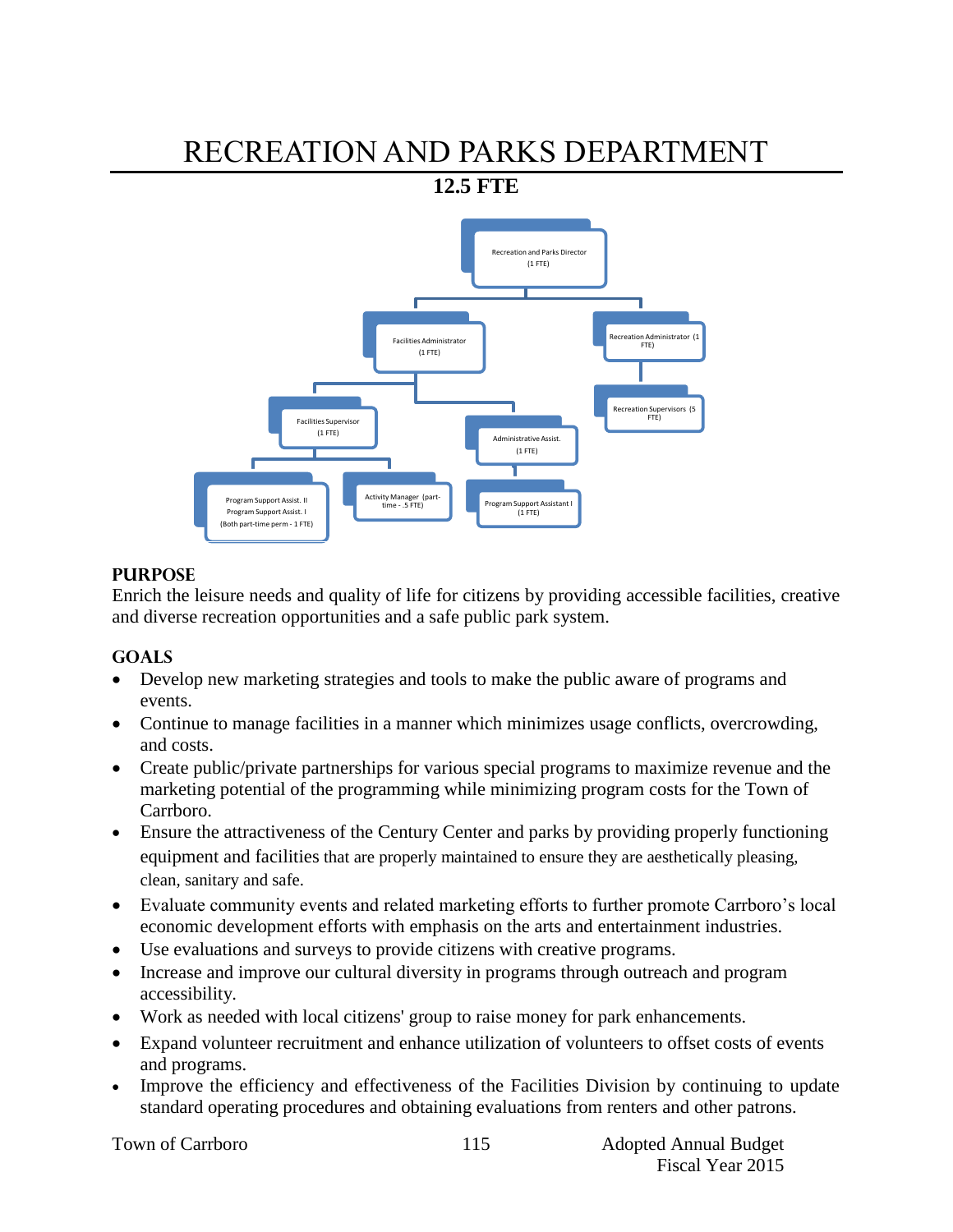# RECREATION AND PARKS DEPARTMENT

**12.5 FTE**

- Recreation and Parks Director (1 FTE)
  - Facilities Administrator (1 FTE)
    - Facilities Supervisor (1 FTE)
      - Program Support Assist. II, Program Support Assist. I (Both part-time perm - 1 FTE)
      - Activity Manager (part-time - .5 FTE)
    - Administrative Assist. (1 FTE)
      - Program Support Assistant I (1 FTE)
  - Recreation Administrator (1 FTE)
    - Recreation Supervisors (5 FTE)

## PURPOSE

Enrich the leisure needs and quality of life for citizens by providing accessible facilities, creative and diverse recreation opportunities and a safe public park system.

## GOALS

- Develop new marketing strategies and tools to make the public aware of programs and events.
- Continue to manage facilities in a manner which minimizes usage conflicts, overcrowding, and costs.
- Create public/private partnerships for various special programs to maximize revenue and the marketing potential of the programming while minimizing program costs for the Town of Carrboro.
- Ensure the attractiveness of the Century Center and parks by providing properly functioning equipment and facilities that are properly maintained to ensure they are aesthetically pleasing, clean, sanitary and safe.
- Evaluate community events and related marketing efforts to further promote Carrboro's local economic development efforts with emphasis on the arts and entertainment industries.
- Use evaluations and surveys to provide citizens with creative programs.
- Increase and improve our cultural diversity in programs through outreach and program accessibility.
- Work as needed with local citizens' group to raise money for park enhancements.
- Expand volunteer recruitment and enhance utilization of volunteers to offset costs of events and programs.
- Improve the efficiency and effectiveness of the Facilities Division by continuing to update standard operating procedures and obtaining evaluations from renters and other patrons.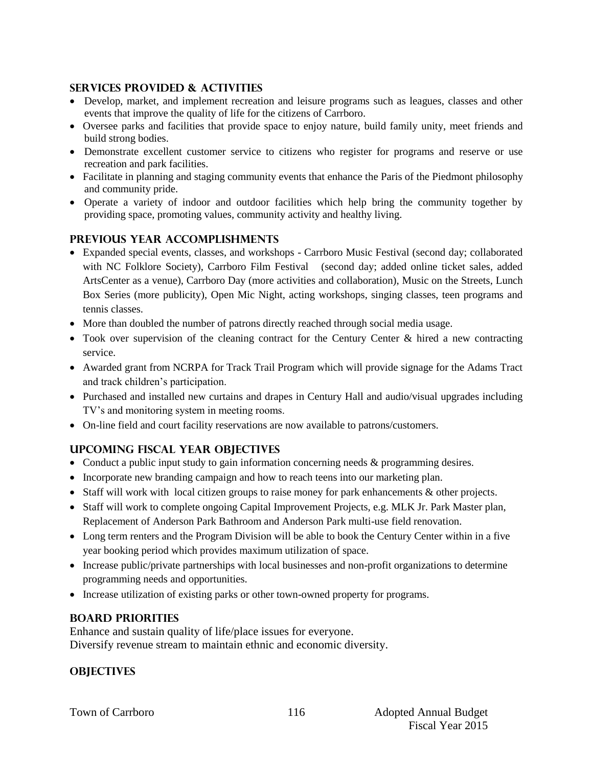## SERVICES PROVIDED & ACTIVITIES

- Develop, market, and implement recreation and leisure programs such as leagues, classes and other events that improve the quality of life for the citizens of Carrboro.
- Oversee parks and facilities that provide space to enjoy nature, build family unity, meet friends and build strong bodies.
- Demonstrate excellent customer service to citizens who register for programs and reserve or use recreation and park facilities.
- Facilitate in planning and staging community events that enhance the Paris of the Piedmont philosophy and community pride.
- Operate a variety of indoor and outdoor facilities which help bring the community together by providing space, promoting values, community activity and healthy living.

## PREVIOUS YEAR ACCOMPLISHMENTS

- Expanded special events, classes, and workshops - Carrboro Music Festival (second day; collaborated with NC Folklore Society), Carrboro Film Festival (second day; added online ticket sales, added ArtsCenter as a venue), Carrboro Day (more activities and collaboration), Music on the Streets, Lunch Box Series (more publicity), Open Mic Night, acting workshops, singing classes, teen programs and tennis classes.
- More than doubled the number of patrons directly reached through social media usage.
- Took over supervision of the cleaning contract for the Century Center & hired a new contracting service.
- Awarded grant from NCRPA for Track Trail Program which will provide signage for the Adams Tract and track children's participation.
- Purchased and installed new curtains and drapes in Century Hall and audio/visual upgrades including TV's and monitoring system in meeting rooms.
- On-line field and court facility reservations are now available to patrons/customers.

## UPCOMING FISCAL YEAR OBJECTIVES

- Conduct a public input study to gain information concerning needs & programming desires.
- Incorporate new branding campaign and how to reach teens into our marketing plan.
- Staff will work with local citizen groups to raise money for park enhancements & other projects.
- Staff will work to complete ongoing Capital Improvement Projects, e.g. MLK Jr. Park Master plan, Replacement of Anderson Park Bathroom and Anderson Park multi-use field renovation.
- Long term renters and the Program Division will be able to book the Century Center within in a five year booking period which provides maximum utilization of space.
- Increase public/private partnerships with local businesses and non-profit organizations to determine programming needs and opportunities.
- Increase utilization of existing parks or other town-owned property for programs.

## BOARD PRIORITIES

Enhance and sustain quality of life/place issues for everyone.
Diversify revenue stream to maintain ethnic and economic diversity.

## OBJECTIVES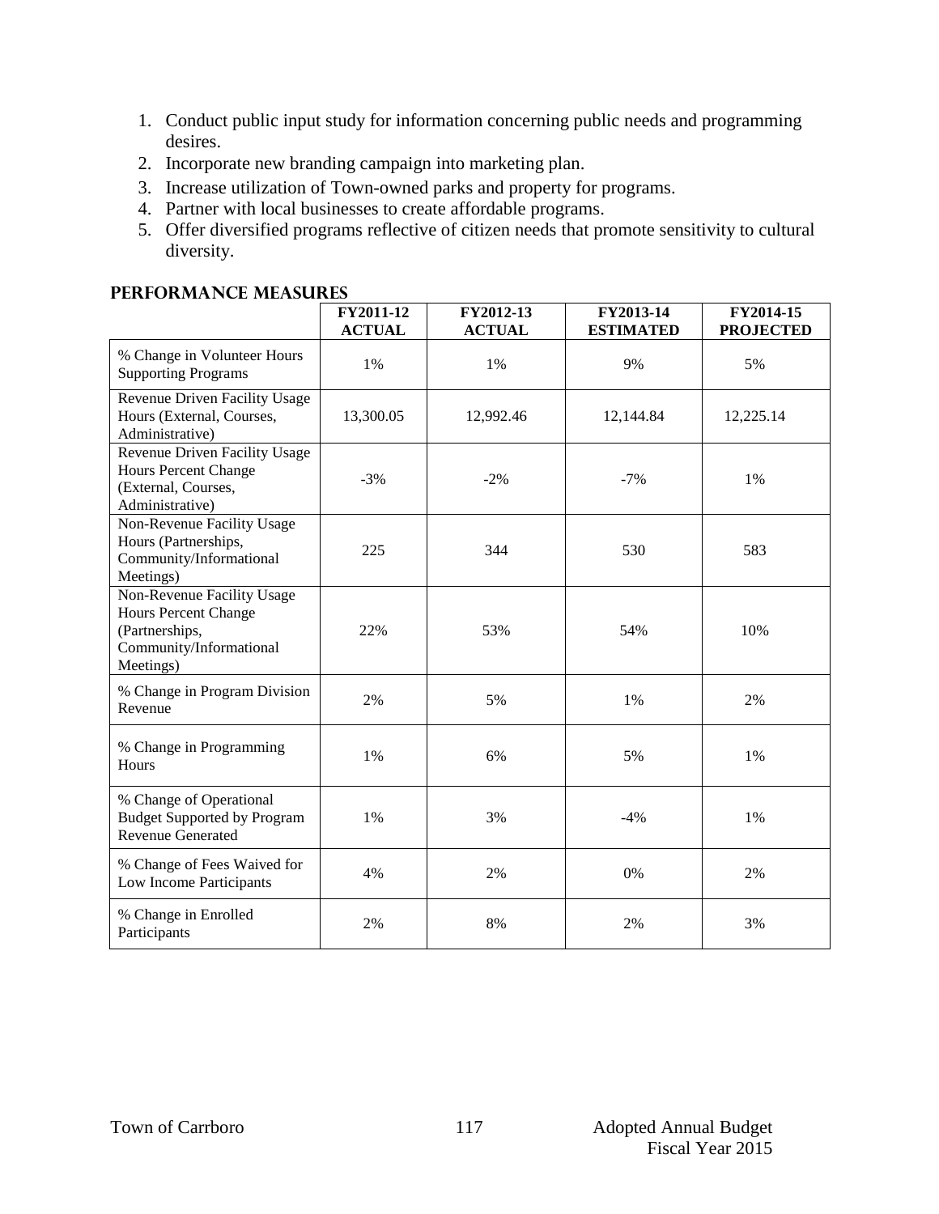1. Conduct public input study for information concerning public needs and programming desires.
2. Incorporate new branding campaign into marketing plan.
3. Increase utilization of Town-owned parks and property for programs.
4. Partner with local businesses to create affordable programs.
5. Offer diversified programs reflective of citizen needs that promote sensitivity to cultural diversity.

## PERFORMANCE MEASURES

| | FY2011-12 ACTUAL | FY2012-13 ACTUAL | FY2013-14 ESTIMATED | FY2014-15 PROJECTED |
|---|---|---|---|---|
| % Change in Volunteer Hours Supporting Programs | 1% | 1% | 9% | 5% |
| Revenue Driven Facility Usage Hours (External, Courses, Administrative) | 13,300.05 | 12,992.46 | 12,144.84 | 12,225.14 |
| Revenue Driven Facility Usage Hours Percent Change (External, Courses, Administrative) | -3% | -2% | -7% | 1% |
| Non-Revenue Facility Usage Hours (Partnerships, Community/Informational Meetings) | 225 | 344 | 530 | 583 |
| Non-Revenue Facility Usage Hours Percent Change (Partnerships, Community/Informational Meetings) | 22% | 53% | 54% | 10% |
| % Change in Program Division Revenue | 2% | 5% | 1% | 2% |
| % Change in Programming Hours | 1% | 6% | 5% | 1% |
| % Change of Operational Budget Supported by Program Revenue Generated | 1% | 3% | -4% | 1% |
| % Change of Fees Waived for Low Income Participants | 4% | 2% | 0% | 2% |
| % Change in Enrolled Participants | 2% | 8% | 2% | 3% |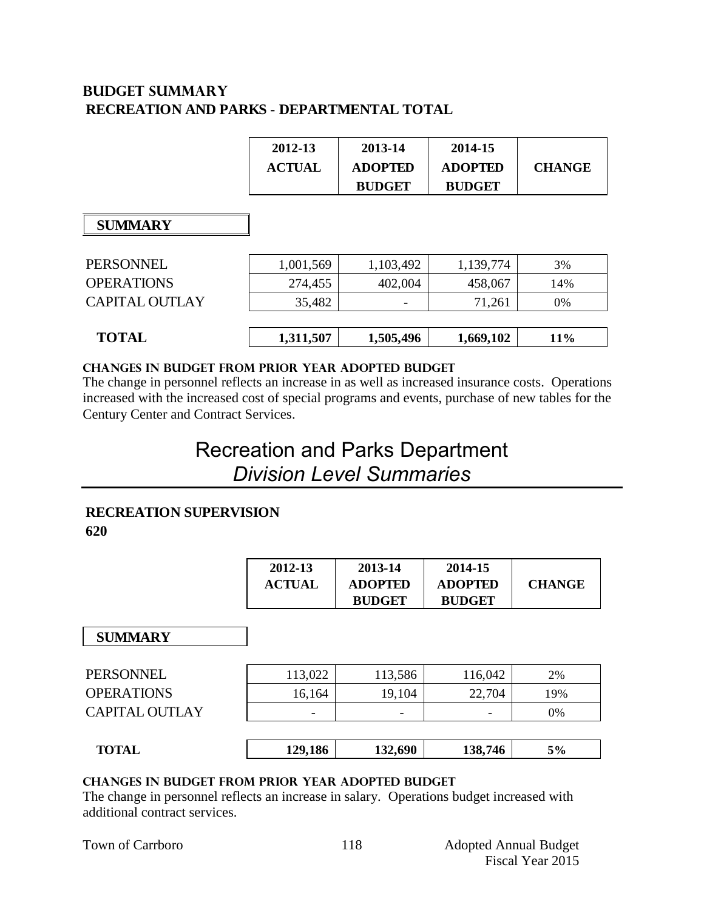## BUDGET SUMMARY

### RECREATION AND PARKS - DEPARTMENTAL TOTAL

| | 2012-13 ACTUAL | 2013-14 ADOPTED BUDGET | 2014-15 ADOPTED BUDGET | CHANGE |
|---|---|---|---|---|
| **SUMMARY** | | | | |
| PERSONNEL | 1,001,569 | 1,103,492 | 1,139,774 | 3% |
| OPERATIONS | 274,455 | 402,004 | 458,067 | 14% |
| CAPITAL OUTLAY | 35,482 | - | 71,261 | 0% |
| **TOTAL** | **1,311,507** | **1,505,496** | **1,669,102** | **11%** |

**CHANGES IN BUDGET FROM PRIOR YEAR ADOPTED BUDGET**

The change in personnel reflects an increase in as well as increased insurance costs. Operations increased with the increased cost of special programs and events, purchase of new tables for the Century Center and Contract Services.

# Recreation and Parks Department

*Division Level Summaries*

### RECREATION SUPERVISION

**620**

| | 2012-13 ACTUAL | 2013-14 ADOPTED BUDGET | 2014-15 ADOPTED BUDGET | CHANGE |
|---|---|---|---|---|
| **SUMMARY** | | | | |
| PERSONNEL | 113,022 | 113,586 | 116,042 | 2% |
| OPERATIONS | 16,164 | 19,104 | 22,704 | 19% |
| CAPITAL OUTLAY | - | - | - | 0% |
| **TOTAL** | **129,186** | **132,690** | **138,746** | **5%** |

**CHANGES IN BUDGET FROM PRIOR YEAR ADOPTED BUDGET**

The change in personnel reflects an increase in salary. Operations budget increased with additional contract services.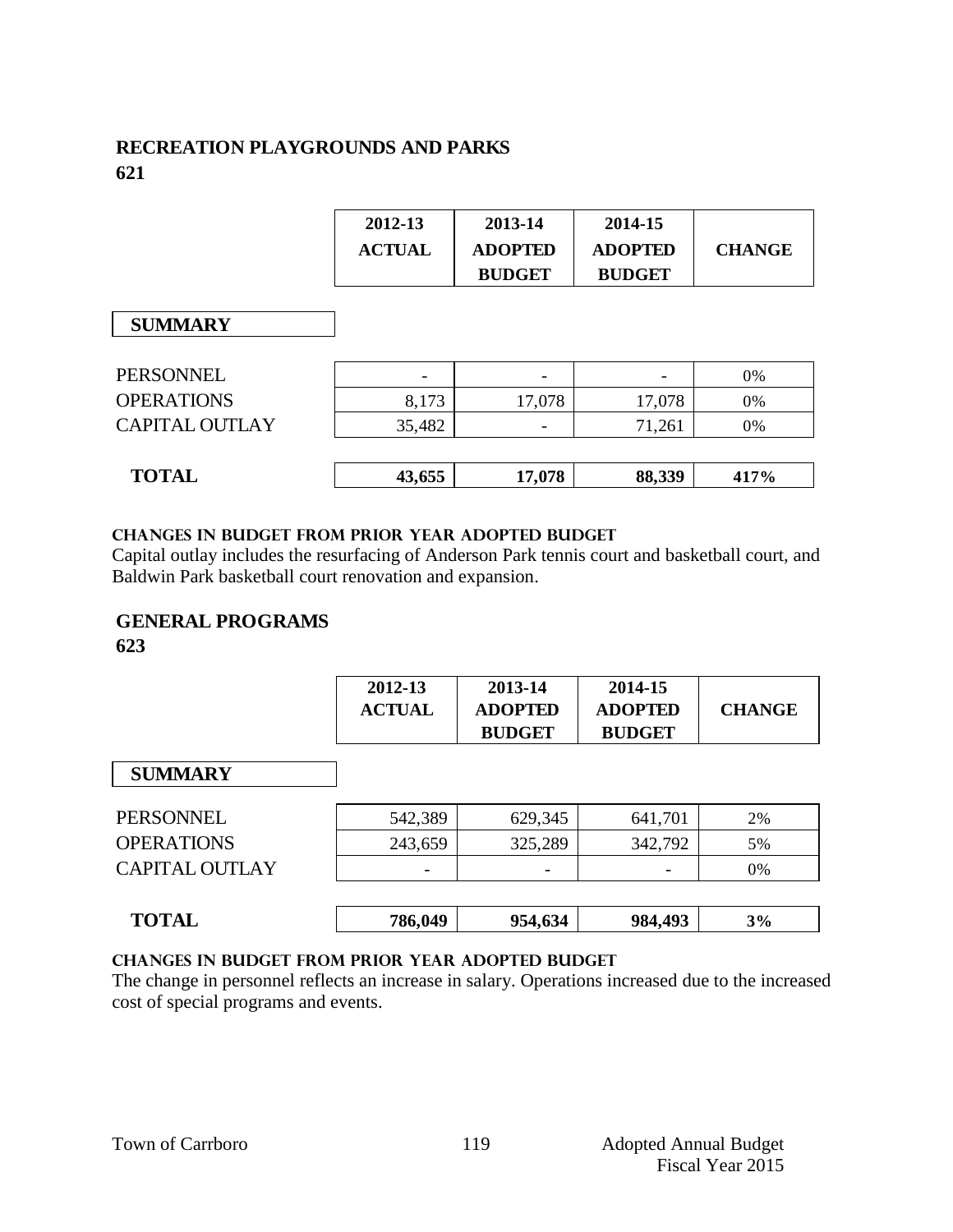## RECREATION PLAYGROUNDS AND PARKS

**621**

| | 2012-13 ACTUAL | 2013-14 ADOPTED BUDGET | 2014-15 ADOPTED BUDGET | CHANGE |
|---|---|---|---|---|
| **SUMMARY** | | | | |
| PERSONNEL | - | - | - | 0% |
| OPERATIONS | 8,173 | 17,078 | 17,078 | 0% |
| CAPITAL OUTLAY | 35,482 | - | 71,261 | 0% |
| **TOTAL** | **43,655** | **17,078** | **88,339** | **417%** |

**CHANGES IN BUDGET FROM PRIOR YEAR ADOPTED BUDGET**

Capital outlay includes the resurfacing of Anderson Park tennis court and basketball court, and Baldwin Park basketball court renovation and expansion.

## GENERAL PROGRAMS

**623**

| | 2012-13 ACTUAL | 2013-14 ADOPTED BUDGET | 2014-15 ADOPTED BUDGET | CHANGE |
|---|---|---|---|---|
| **SUMMARY** | | | | |
| PERSONNEL | 542,389 | 629,345 | 641,701 | 2% |
| OPERATIONS | 243,659 | 325,289 | 342,792 | 5% |
| CAPITAL OUTLAY | - | - | - | 0% |
| **TOTAL** | **786,049** | **954,634** | **984,493** | **3%** |

**CHANGES IN BUDGET FROM PRIOR YEAR ADOPTED BUDGET**

The change in personnel reflects an increase in salary. Operations increased due to the increased cost of special programs and events.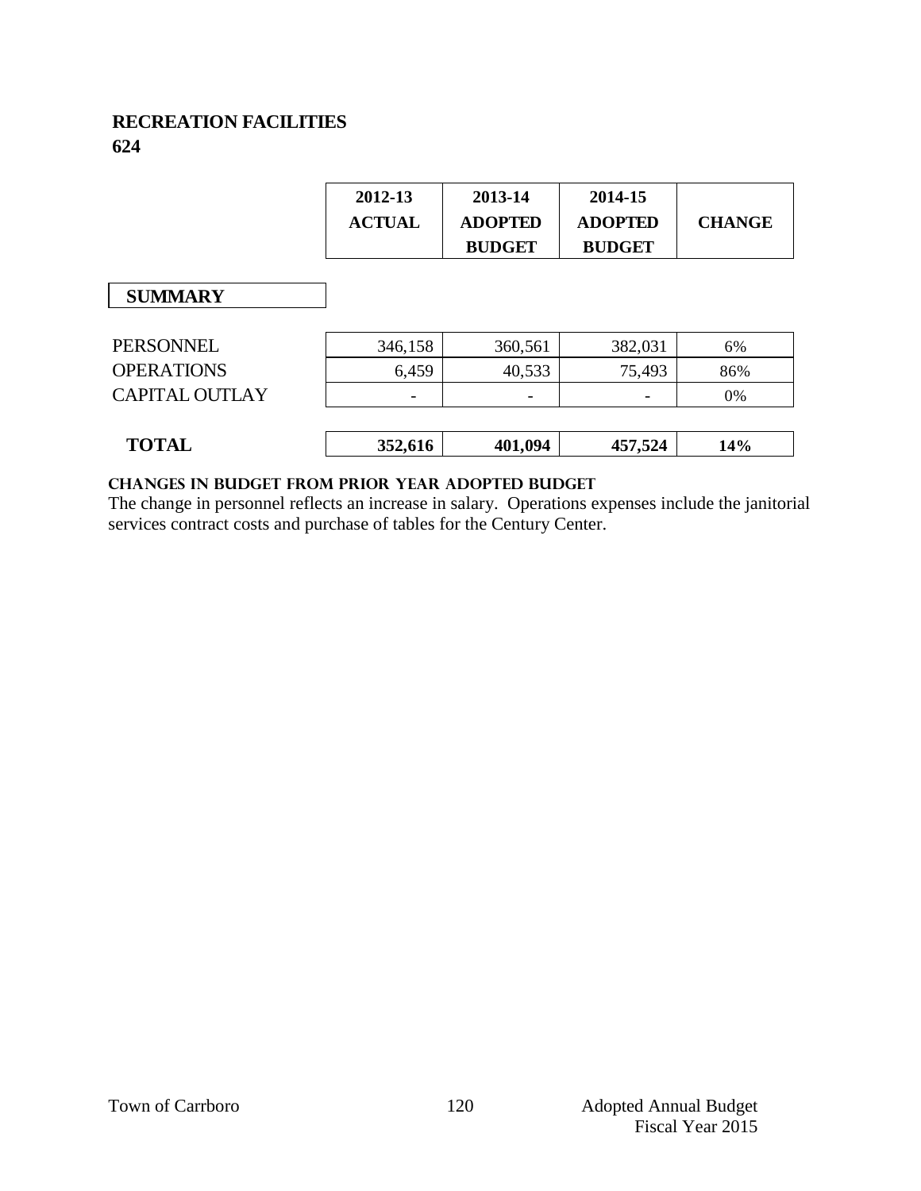## RECREATION FACILITIES

## 624

| | 2012-13 ACTUAL | 2013-14 ADOPTED BUDGET | 2014-15 ADOPTED BUDGET | CHANGE |
|---|---|---|---|---|
| **SUMMARY** | | | | |
| PERSONNEL | 346,158 | 360,561 | 382,031 | 6% |
| OPERATIONS | 6,459 | 40,533 | 75,493 | 86% |
| CAPITAL OUTLAY | - | - | - | 0% |
| **TOTAL** | **352,616** | **401,094** | **457,524** | **14%** |

**CHANGES IN BUDGET FROM PRIOR YEAR ADOPTED BUDGET**

The change in personnel reflects an increase in salary. Operations expenses include the janitorial services contract costs and purchase of tables for the Century Center.